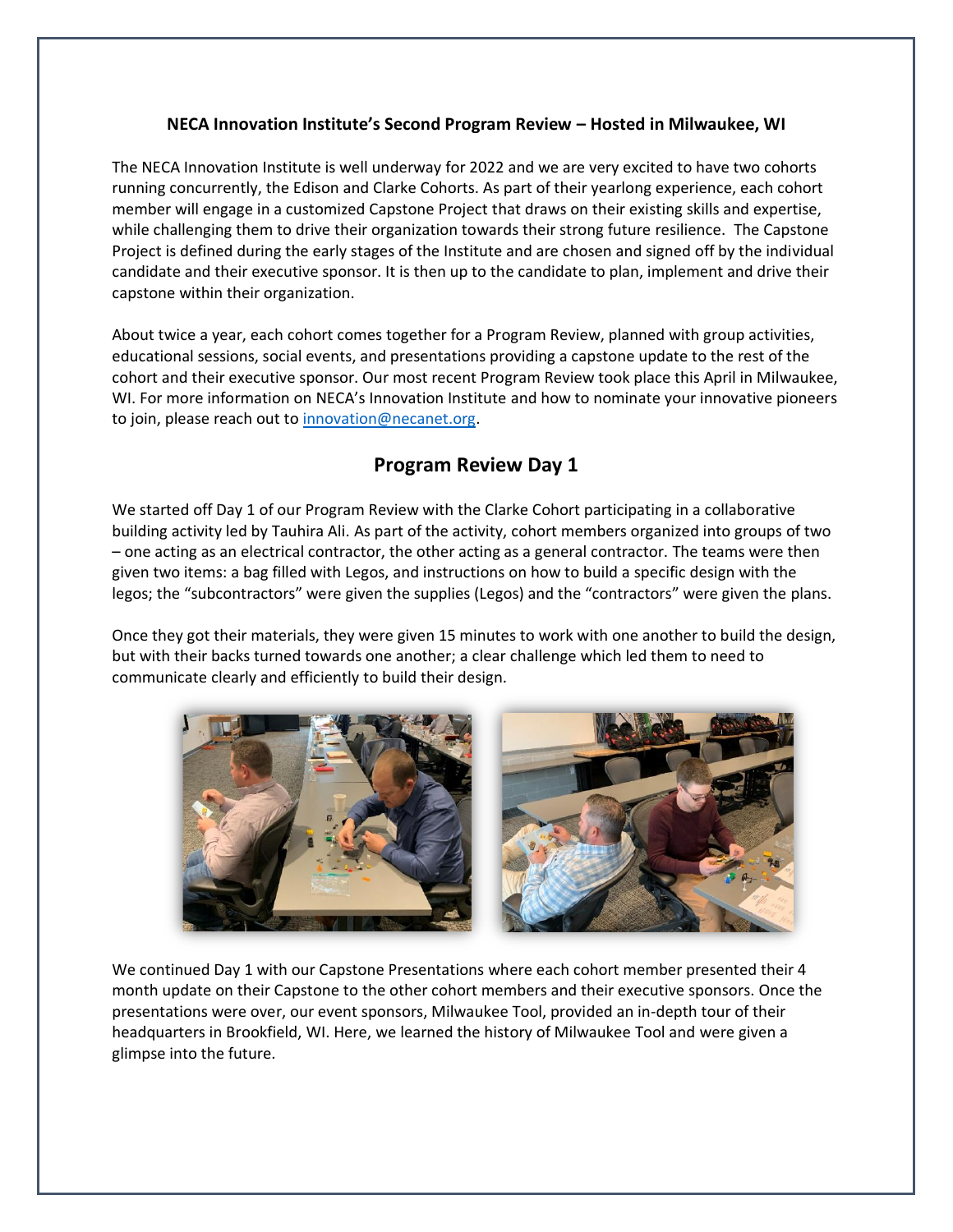**NECA Innovation Institute's Second Program Review – Hosted in Milwaukee, WI**

The NECA Innovation Institute is well underway for 2022 and we are very excited to have two cohorts running concurrently, the Edison and Clarke Cohorts. As part of their yearlong experience, each cohort member will engage in a customized Capstone Project that draws on their existing skills and expertise, while challenging them to drive their organization towards their strong future resilience. The Capstone Project is defined during the early stages of the Institute and are chosen and signed off by the individual candidate and their executive sponsor. It is then up to the candidate to plan, implement and drive their capstone within their organization.

About twice a year, each cohort comes together for a Program Review, planned with group activities, educational sessions, social events, and presentations providing a capstone update to the rest of the cohort and their executive sponsor. Our most recent Program Review took place this April in Milwaukee, WI. For more information on NECA's Innovation Institute and how to nominate your innovative pioneers to join, please reach out to innovation@necanet.org.

## Program Review Day 1

We started off Day 1 of our Program Review with the Clarke Cohort participating in a collaborative building activity led by Tauhira Ali. As part of the activity, cohort members organized into groups of two – one acting as an electrical contractor, the other acting as a general contractor. The teams were then given two items: a bag filled with Legos, and instructions on how to build a specific design with the legos; the "subcontractors" were given the supplies (Legos) and the "contractors" were given the plans.

Once they got their materials, they were given 15 minutes to work with one another to build the design, but with their backs turned towards one another; a clear challenge which led them to need to communicate clearly and efficiently to build their design.

We continued Day 1 with our Capstone Presentations where each cohort member presented their 4 month update on their Capstone to the other cohort members and their executive sponsors. Once the presentations were over, our event sponsors, Milwaukee Tool, provided an in-depth tour of their headquarters in Brookfield, WI. Here, we learned the history of Milwaukee Tool and were given a glimpse into the future.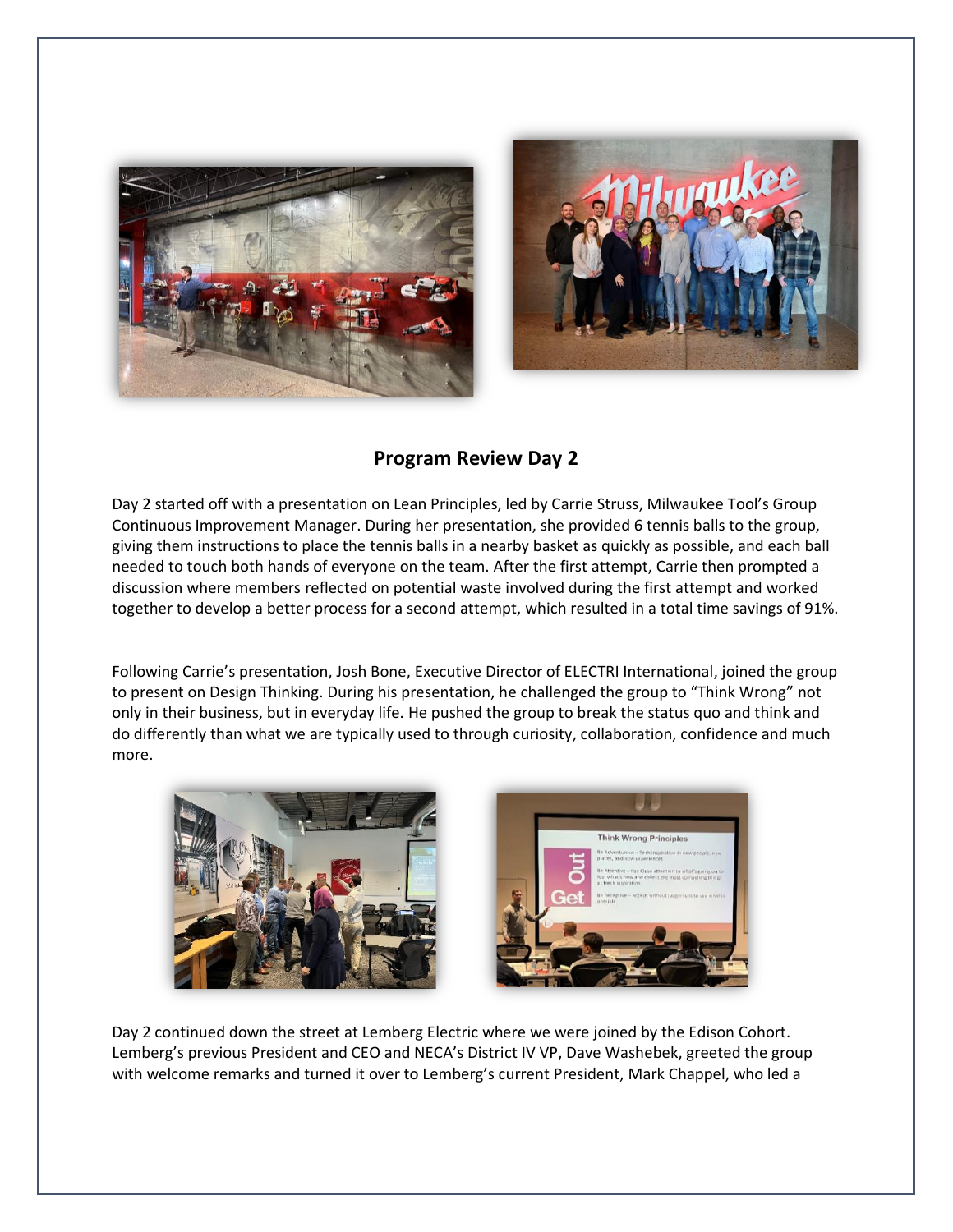## Program Review Day 2

Day 2 started off with a presentation on Lean Principles, led by Carrie Struss, Milwaukee Tool's Group Continuous Improvement Manager. During her presentation, she provided 6 tennis balls to the group, giving them instructions to place the tennis balls in a nearby basket as quickly as possible, and each ball needed to touch both hands of everyone on the team. After the first attempt, Carrie then prompted a discussion where members reflected on potential waste involved during the first attempt and worked together to develop a better process for a second attempt, which resulted in a total time savings of 91%.

Following Carrie's presentation, Josh Bone, Executive Director of ELECTRI International, joined the group to present on Design Thinking. During his presentation, he challenged the group to "Think Wrong" not only in their business, but in everyday life. He pushed the group to break the status quo and think and do differently than what we are typically used to through curiosity, collaboration, confidence and much more.

Day 2 continued down the street at Lemberg Electric where we were joined by the Edison Cohort. Lemberg's previous President and CEO and NECA's District IV VP, Dave Washebek, greeted the group with welcome remarks and turned it over to Lemberg's current President, Mark Chappel, who led a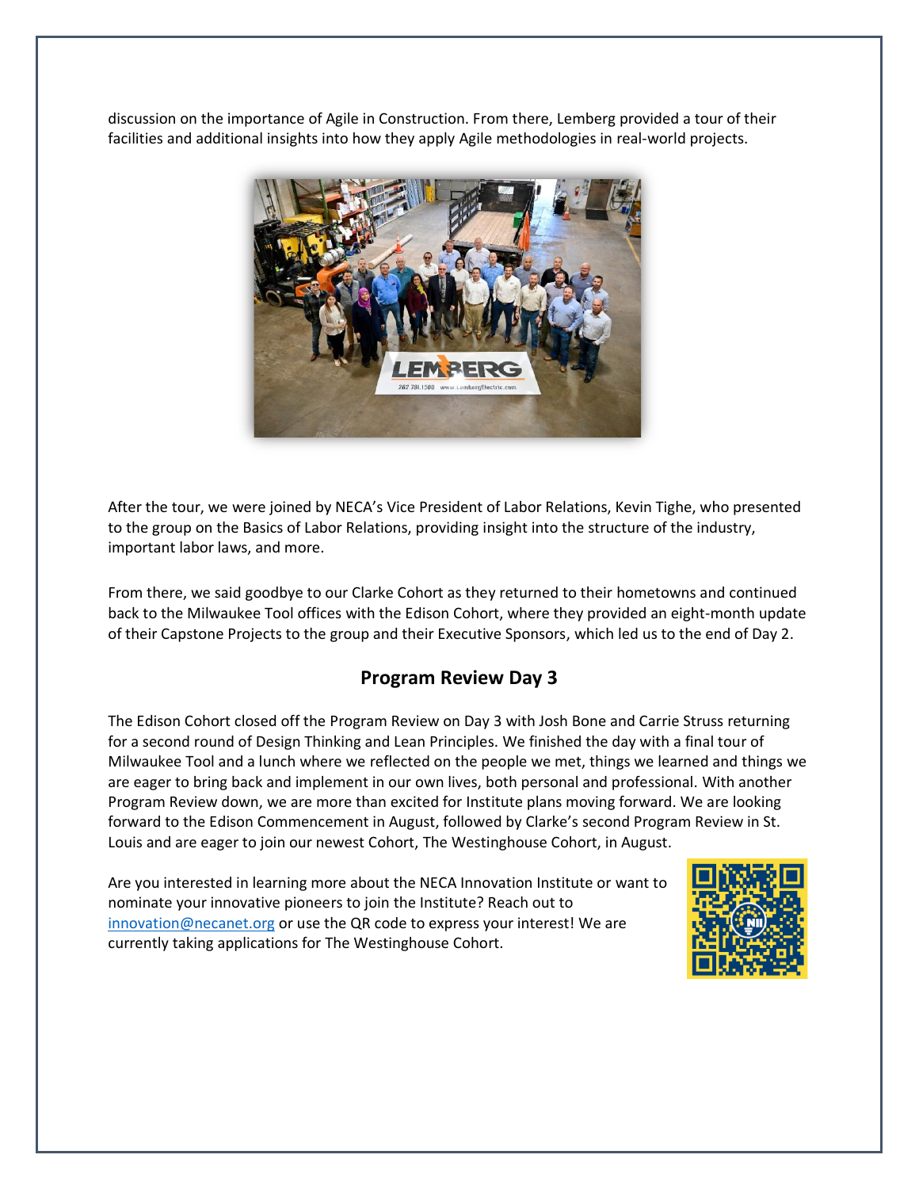discussion on the importance of Agile in Construction. From there, Lemberg provided a tour of their facilities and additional insights into how they apply Agile methodologies in real-world projects.

After the tour, we were joined by NECA's Vice President of Labor Relations, Kevin Tighe, who presented to the group on the Basics of Labor Relations, providing insight into the structure of the industry, important labor laws, and more.

From there, we said goodbye to our Clarke Cohort as they returned to their hometowns and continued back to the Milwaukee Tool offices with the Edison Cohort, where they provided an eight-month update of their Capstone Projects to the group and their Executive Sponsors, which led us to the end of Day 2.

## Program Review Day 3

The Edison Cohort closed off the Program Review on Day 3 with Josh Bone and Carrie Struss returning for a second round of Design Thinking and Lean Principles. We finished the day with a final tour of Milwaukee Tool and a lunch where we reflected on the people we met, things we learned and things we are eager to bring back and implement in our own lives, both personal and professional. With another Program Review down, we are more than excited for Institute plans moving forward. We are looking forward to the Edison Commencement in August, followed by Clarke's second Program Review in St. Louis and are eager to join our newest Cohort, The Westinghouse Cohort, in August.

Are you interested in learning more about the NECA Innovation Institute or want to nominate your innovative pioneers to join the Institute? Reach out to innovation@necanet.org or use the QR code to express your interest! We are currently taking applications for The Westinghouse Cohort.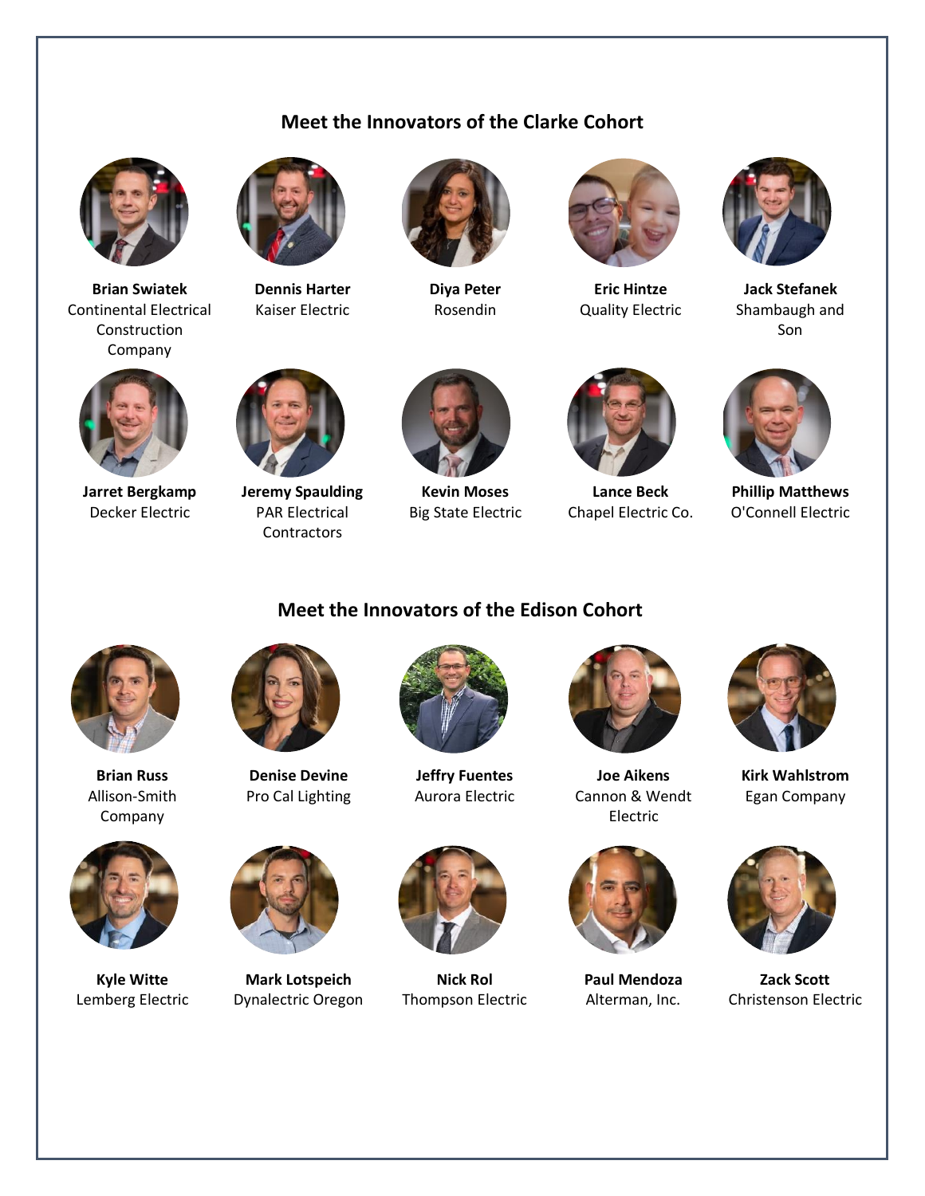## Meet the Innovators of the Clarke Cohort

**Brian Swiatek**
Continental Electrical Construction Company

**Dennis Harter**
Kaiser Electric

**Diya Peter**
Rosendin

**Eric Hintze**
Quality Electric

**Jack Stefanek**
Shambaugh and Son

**Jarret Bergkamp**
Decker Electric

**Jeremy Spaulding**
PAR Electrical Contractors

**Kevin Moses**
Big State Electric

**Lance Beck**
Chapel Electric Co.

**Phillip Matthews**
O'Connell Electric

## Meet the Innovators of the Edison Cohort

**Brian Russ**
Allison-Smith Company

**Denise Devine**
Pro Cal Lighting

**Jeffry Fuentes**
Aurora Electric

**Joe Aikens**
Cannon & Wendt Electric

**Kirk Wahlstrom**
Egan Company

**Kyle Witte**
Lemberg Electric

**Mark Lotspeich**
Dynalectric Oregon

**Nick Rol**
Thompson Electric

**Paul Mendoza**
Alterman, Inc.

**Zack Scott**
Christenson Electric